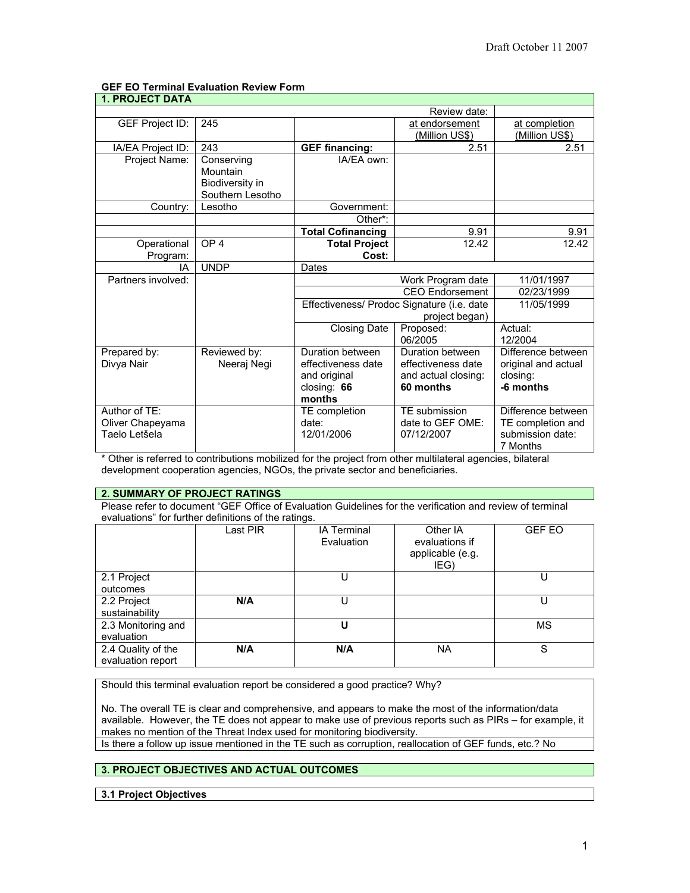Draft October 11 2007

**GEF EO Terminal Evaluation Review Form**

| **1. PROJECT DATA** | | | | |
|---|---|---|---|---|
| | | | Review date: | |
| GEF Project ID: | 245 | | at endorsement (Million US$) | at completion (Million US$) |
| IA/EA Project ID: | 243 | **GEF financing:** | 2.51 | 2.51 |
| Project Name: | Conserving Mountain Biodiversity in Southern Lesotho | IA/EA own: | | |
| Country: | Lesotho | Government: | | |
| | | Other*: | | |
| | | **Total Cofinancing** | 9.91 | 9.91 |
| Operational Program: | OP 4 | **Total Project Cost:** | 12.42 | 12.42 |
| IA | UNDP | Dates | | |
| Partners involved: | | | Work Program date | 11/01/1997 |
| | | | CEO Endorsement | 02/23/1999 |
| | | Effectiveness/ Prodoc Signature (i.e. date project began) | | 11/05/1999 |
| | | Closing Date | Proposed: 06/2005 | Actual: 12/2004 |
| Prepared by: Divya Nair | Reviewed by: Neeraj Negi | Duration between effectiveness date and original closing: **66 months** | Duration between effectiveness date and actual closing: **60 months** | Difference between original and actual closing: **-6 months** |
| Author of TE: Oliver Chapeyama Taelo Letšela | | TE completion date: 12/01/2006 | TE submission date to GEF OME: 07/12/2007 | Difference between TE completion and submission date: 7 Months |

\* Other is referred to contributions mobilized for the project from other multilateral agencies, bilateral development cooperation agencies, NGOs, the private sector and beneficiaries.

**2. SUMMARY OF PROJECT RATINGS**

Please refer to document "GEF Office of Evaluation Guidelines for the verification and review of terminal evaluations" for further definitions of the ratings.

| | Last PIR | IA Terminal Evaluation | Other IA evaluations if applicable (e.g. IEG) | GEF EO |
|---|---|---|---|---|
| 2.1 Project outcomes | | U | | U |
| 2.2 Project sustainability | **N/A** | U | | U |
| 2.3 Monitoring and evaluation | | **U** | | MS |
| 2.4 Quality of the evaluation report | **N/A** | **N/A** | NA | S |

Should this terminal evaluation report be considered a good practice? Why?

No. The overall TE is clear and comprehensive, and appears to make the most of the information/data available. However, the TE does not appear to make use of previous reports such as PIRs – for example, it makes no mention of the Threat Index used for monitoring biodiversity.

Is there a follow up issue mentioned in the TE such as corruption, reallocation of GEF funds, etc.? No

**3. PROJECT OBJECTIVES AND ACTUAL OUTCOMES**

**3.1 Project Objectives**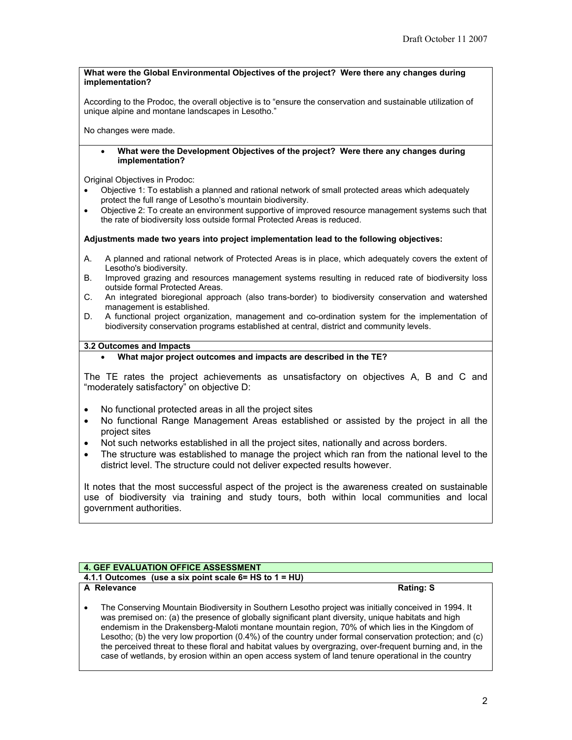**What were the Global Environmental Objectives of the project? Were there any changes during implementation?**

According to the Prodoc, the overall objective is to "ensure the conservation and sustainable utilization of unique alpine and montane landscapes in Lesotho."

No changes were made.

- **What were the Development Objectives of the project? Were there any changes during implementation?**

Original Objectives in Prodoc:

- Objective 1: To establish a planned and rational network of small protected areas which adequately protect the full range of Lesotho's mountain biodiversity.
- Objective 2: To create an environment supportive of improved resource management systems such that the rate of biodiversity loss outside formal Protected Areas is reduced.

**Adjustments made two years into project implementation lead to the following objectives:**

A. A planned and rational network of Protected Areas is in place, which adequately covers the extent of Lesotho's biodiversity.
B. Improved grazing and resources management systems resulting in reduced rate of biodiversity loss outside formal Protected Areas.
C. An integrated bioregional approach (also trans-border) to biodiversity conservation and watershed management is established.
D. A functional project organization, management and co-ordination system for the implementation of biodiversity conservation programs established at central, district and community levels.

**3.2 Outcomes and Impacts**

- **What major project outcomes and impacts are described in the TE?**

The TE rates the project achievements as unsatisfactory on objectives A, B and C and "moderately satisfactory" on objective D:

- No functional protected areas in all the project sites
- No functional Range Management Areas established or assisted by the project in all the project sites
- Not such networks established in all the project sites, nationally and across borders.
- The structure was established to manage the project which ran from the national level to the district level. The structure could not deliver expected results however.

It notes that the most successful aspect of the project is the awareness created on sustainable use of biodiversity via training and study tours, both within local communities and local government authorities.

## 4. GEF EVALUATION OFFICE ASSESSMENT

### 4.1.1 Outcomes (use a six point scale 6= HS to 1 = HU)

**A Relevance** **Rating: S**

- The Conserving Mountain Biodiversity in Southern Lesotho project was initially conceived in 1994. It was premised on: (a) the presence of globally significant plant diversity, unique habitats and high endemism in the Drakensberg-Maloti montane mountain region, 70% of which lies in the Kingdom of Lesotho; (b) the very low proportion (0.4%) of the country under formal conservation protection; and (c) the perceived threat to these floral and habitat values by overgrazing, over-frequent burning and, in the case of wetlands, by erosion within an open access system of land tenure operational in the country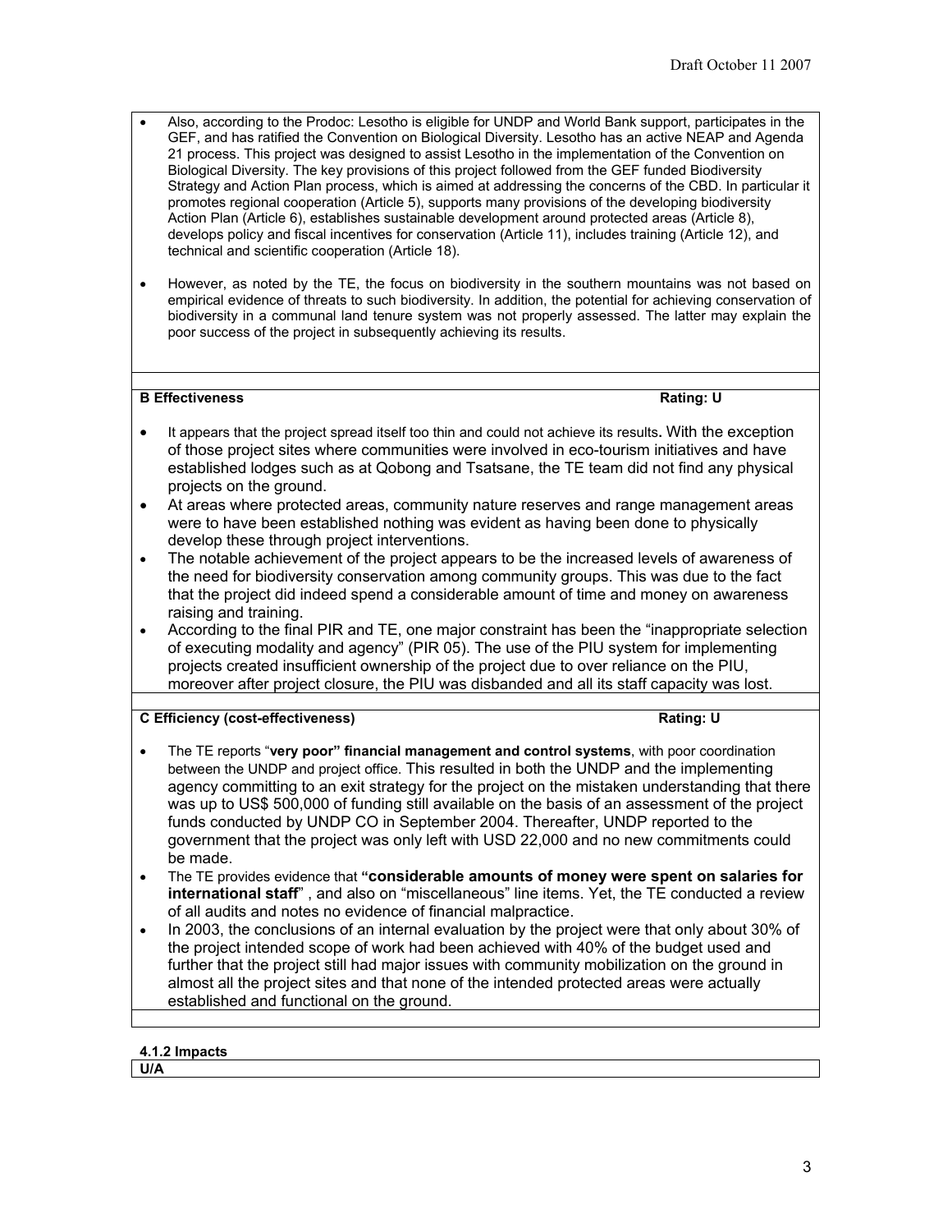- Also, according to the Prodoc: Lesotho is eligible for UNDP and World Bank support, participates in the GEF, and has ratified the Convention on Biological Diversity. Lesotho has an active NEAP and Agenda 21 process. This project was designed to assist Lesotho in the implementation of the Convention on Biological Diversity. The key provisions of this project followed from the GEF funded Biodiversity Strategy and Action Plan process, which is aimed at addressing the concerns of the CBD. In particular it promotes regional cooperation (Article 5), supports many provisions of the developing biodiversity Action Plan (Article 6), establishes sustainable development around protected areas (Article 8), develops policy and fiscal incentives for conservation (Article 11), includes training (Article 12), and technical and scientific cooperation (Article 18).
- However, as noted by the TE, the focus on biodiversity in the southern mountains was not based on empirical evidence of threats to such biodiversity. In addition, the potential for achieving conservation of biodiversity in a communal land tenure system was not properly assessed. The latter may explain the poor success of the project in subsequently achieving its results.

**B Effectiveness** **Rating: U**

- It appears that the project spread itself too thin and could not achieve its results. With the exception of those project sites where communities were involved in eco-tourism initiatives and have established lodges such as at Qobong and Tsatsane, the TE team did not find any physical projects on the ground.
- At areas where protected areas, community nature reserves and range management areas were to have been established nothing was evident as having been done to physically develop these through project interventions.
- The notable achievement of the project appears to be the increased levels of awareness of the need for biodiversity conservation among community groups. This was due to the fact that the project did indeed spend a considerable amount of time and money on awareness raising and training.
- According to the final PIR and TE, one major constraint has been the "inappropriate selection of executing modality and agency" (PIR 05). The use of the PIU system for implementing projects created insufficient ownership of the project due to over reliance on the PIU, moreover after project closure, the PIU was disbanded and all its staff capacity was lost.

**C Efficiency (cost-effectiveness)** **Rating: U**

- The TE reports "**very poor" financial management and control systems**, with poor coordination between the UNDP and project office. This resulted in both the UNDP and the implementing agency committing to an exit strategy for the project on the mistaken understanding that there was up to US$ 500,000 of funding still available on the basis of an assessment of the project funds conducted by UNDP CO in September 2004. Thereafter, UNDP reported to the government that the project was only left with USD 22,000 and no new commitments could be made.
- The TE provides evidence that **"considerable amounts of money were spent on salaries for international staff"** , and also on "miscellaneous" line items. Yet, the TE conducted a review of all audits and notes no evidence of financial malpractice.
- In 2003, the conclusions of an internal evaluation by the project were that only about 30% of the project intended scope of work had been achieved with 40% of the budget used and further that the project still had major issues with community mobilization on the ground in almost all the project sites and that none of the intended protected areas were actually established and functional on the ground.

**4.1.2 Impacts**

**U/A**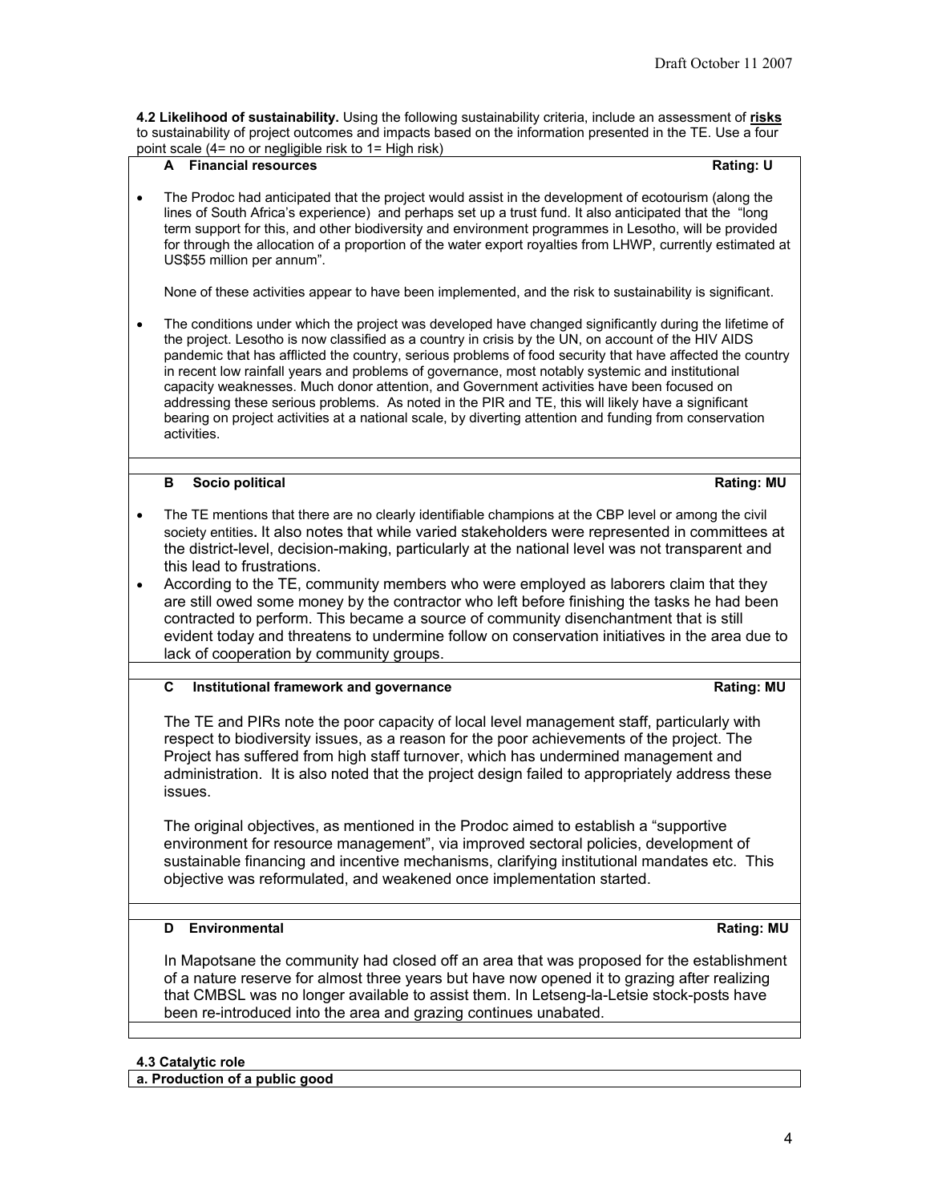**4.2 Likelihood of sustainability.** Using the following sustainability criteria, include an assessment of **risks** to sustainability of project outcomes and impacts based on the information presented in the TE. Use a four point scale (4= no or negligible risk to 1= High risk)

**A Financial resources** **Rating: U**

- The Prodoc had anticipated that the project would assist in the development of ecotourism (along the lines of South Africa's experience) and perhaps set up a trust fund. It also anticipated that the "long term support for this, and other biodiversity and environment programmes in Lesotho, will be provided for through the allocation of a proportion of the water export royalties from LHWP, currently estimated at US$55 million per annum".

  None of these activities appear to have been implemented, and the risk to sustainability is significant.

- The conditions under which the project was developed have changed significantly during the lifetime of the project. Lesotho is now classified as a country in crisis by the UN, on account of the HIV AIDS pandemic that has afflicted the country, serious problems of food security that have affected the country in recent low rainfall years and problems of governance, most notably systemic and institutional capacity weaknesses. Much donor attention, and Government activities have been focused on addressing these serious problems. As noted in the PIR and TE, this will likely have a significant bearing on project activities at a national scale, by diverting attention and funding from conservation activities.

**B Socio political** **Rating: MU**

- The TE mentions that there are no clearly identifiable champions at the CBP level or among the civil society entities**.** It also notes that while varied stakeholders were represented in committees at the district-level, decision-making, particularly at the national level was not transparent and this lead to frustrations.
- According to the TE, community members who were employed as laborers claim that they are still owed some money by the contractor who left before finishing the tasks he had been contracted to perform. This became a source of community disenchantment that is still evident today and threatens to undermine follow on conservation initiatives in the area due to lack of cooperation by community groups.

**C Institutional framework and governance** **Rating: MU**

The TE and PIRs note the poor capacity of local level management staff, particularly with respect to biodiversity issues, as a reason for the poor achievements of the project. The Project has suffered from high staff turnover, which has undermined management and administration. It is also noted that the project design failed to appropriately address these issues.

The original objectives, as mentioned in the Prodoc aimed to establish a "supportive environment for resource management", via improved sectoral policies, development of sustainable financing and incentive mechanisms, clarifying institutional mandates etc. This objective was reformulated, and weakened once implementation started.

**D Environmental** **Rating: MU**

In Mapotsane the community had closed off an area that was proposed for the establishment of a nature reserve for almost three years but have now opened it to grazing after realizing that CMBSL was no longer available to assist them. In Letseng-la-Letsie stock-posts have been re-introduced into the area and grazing continues unabated.

**4.3 Catalytic role**

**a. Production of a public good**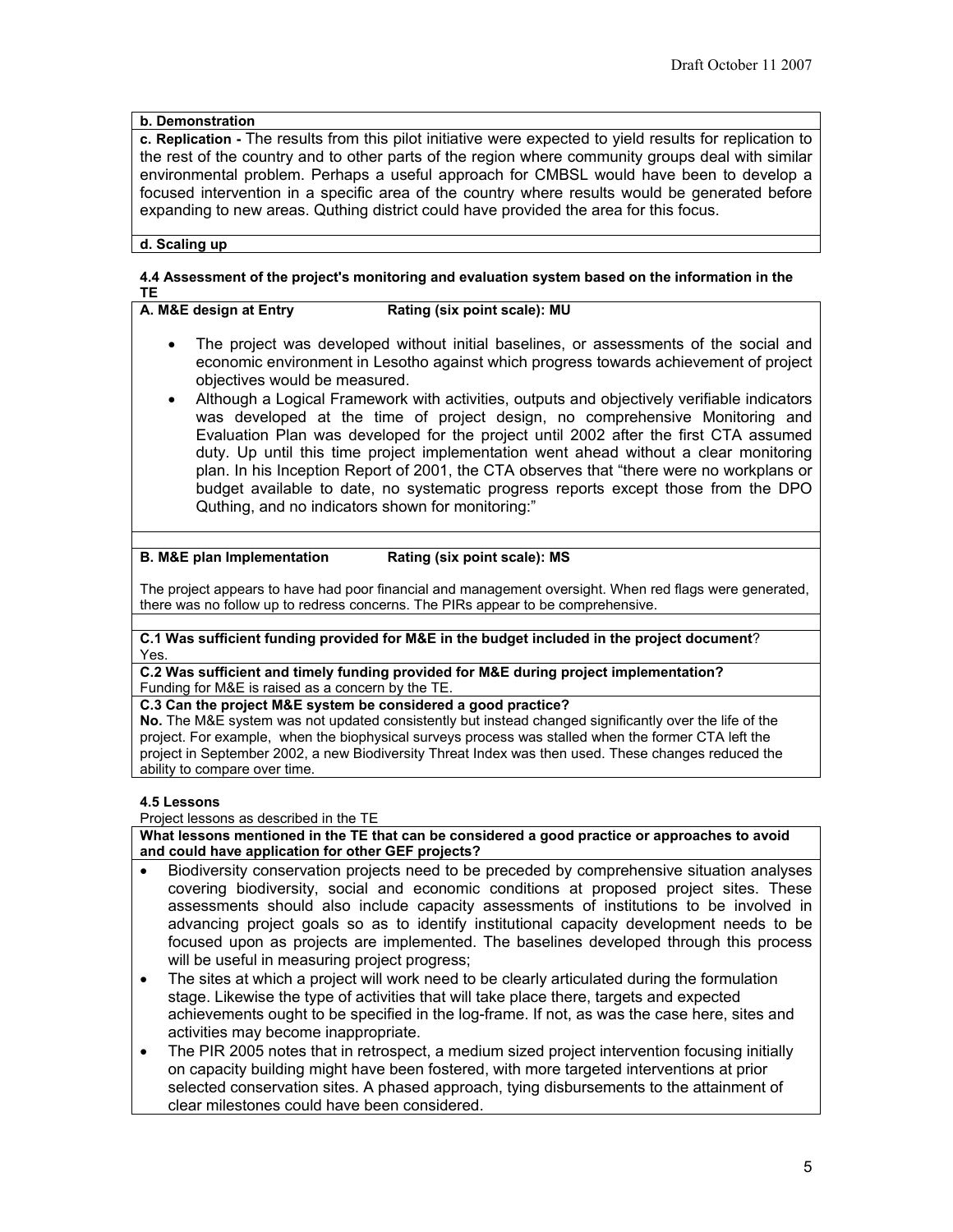**b. Demonstration**

**c. Replication -** The results from this pilot initiative were expected to yield results for replication to the rest of the country and to other parts of the region where community groups deal with similar environmental problem. Perhaps a useful approach for CMBSL would have been to develop a focused intervention in a specific area of the country where results would be generated before expanding to new areas. Quthing district could have provided the area for this focus.

**d. Scaling up**

### 4.4 Assessment of the project's monitoring and evaluation system based on the information in the TE

**A. M&E design at Entry** **Rating (six point scale): MU**

- The project was developed without initial baselines, or assessments of the social and economic environment in Lesotho against which progress towards achievement of project objectives would be measured.
- Although a Logical Framework with activities, outputs and objectively verifiable indicators was developed at the time of project design, no comprehensive Monitoring and Evaluation Plan was developed for the project until 2002 after the first CTA assumed duty. Up until this time project implementation went ahead without a clear monitoring plan. In his Inception Report of 2001, the CTA observes that "there were no workplans or budget available to date, no systematic progress reports except those from the DPO Quthing, and no indicators shown for monitoring:"

**B. M&E plan Implementation** **Rating (six point scale): MS**

The project appears to have had poor financial and management oversight. When red flags were generated, there was no follow up to redress concerns. The PIRs appear to be comprehensive.

**C.1 Was sufficient funding provided for M&E in the budget included in the project document**?
Yes.

**C.2 Was sufficient and timely funding provided for M&E during project implementation?**
Funding for M&E is raised as a concern by the TE.

**C.3 Can the project M&E system be considered a good practice?**
**No.** The M&E system was not updated consistently but instead changed significantly over the life of the project. For example, when the biophysical surveys process was stalled when the former CTA left the project in September 2002, a new Biodiversity Threat Index was then used. These changes reduced the ability to compare over time.

### 4.5 Lessons

Project lessons as described in the TE

**What lessons mentioned in the TE that can be considered a good practice or approaches to avoid and could have application for other GEF projects?**

- Biodiversity conservation projects need to be preceded by comprehensive situation analyses covering biodiversity, social and economic conditions at proposed project sites. These assessments should also include capacity assessments of institutions to be involved in advancing project goals so as to identify institutional capacity development needs to be focused upon as projects are implemented. The baselines developed through this process will be useful in measuring project progress;
- The sites at which a project will work need to be clearly articulated during the formulation stage. Likewise the type of activities that will take place there, targets and expected achievements ought to be specified in the log-frame. If not, as was the case here, sites and activities may become inappropriate.
- The PIR 2005 notes that in retrospect, a medium sized project intervention focusing initially on capacity building might have been fostered, with more targeted interventions at prior selected conservation sites. A phased approach, tying disbursements to the attainment of clear milestones could have been considered.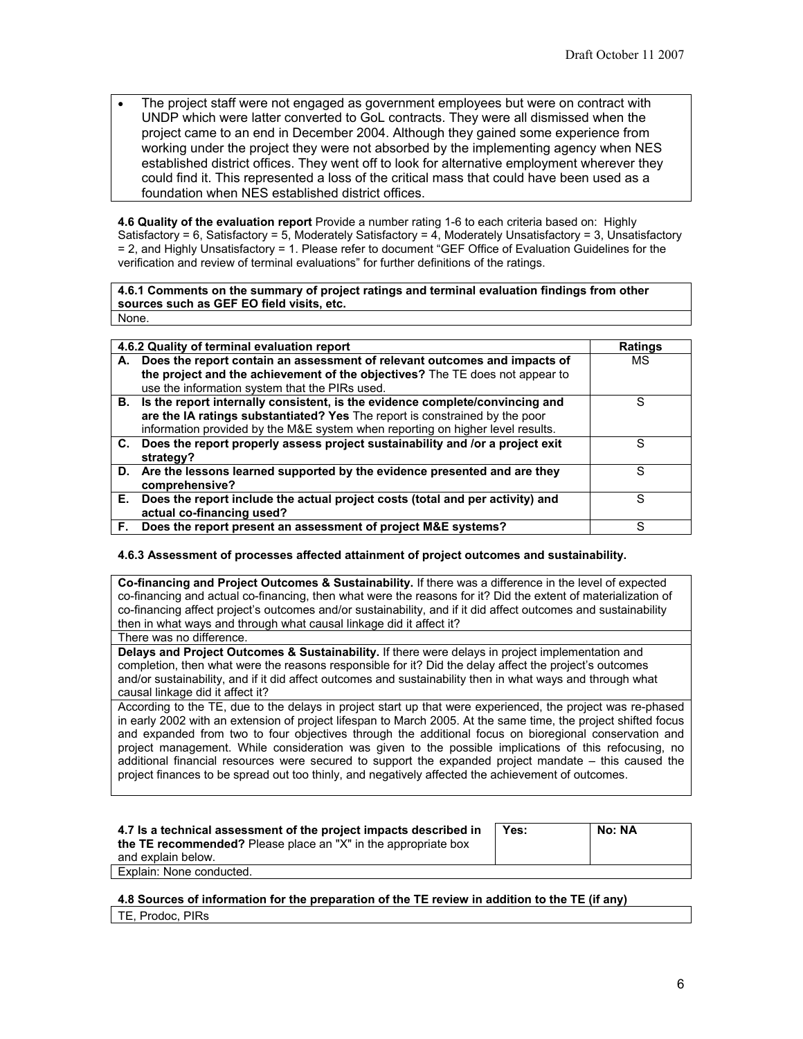- The project staff were not engaged as government employees but were on contract with UNDP which were latter converted to GoL contracts. They were all dismissed when the project came to an end in December 2004. Although they gained some experience from working under the project they were not absorbed by the implementing agency when NES established district offices. They went off to look for alternative employment wherever they could find it. This represented a loss of the critical mass that could have been used as a foundation when NES established district offices.

**4.6 Quality of the evaluation report** Provide a number rating 1-6 to each criteria based on: Highly Satisfactory = 6, Satisfactory = 5, Moderately Satisfactory = 4, Moderately Unsatisfactory = 3, Unsatisfactory = 2, and Highly Unsatisfactory = 1. Please refer to document "GEF Office of Evaluation Guidelines for the verification and review of terminal evaluations" for further definitions of the ratings.

| **4.6.1 Comments on the summary of project ratings and terminal evaluation findings from other sources such as GEF EO field visits, etc.** |
|---|
| None. |

| **4.6.2 Quality of terminal evaluation report** | **Ratings** |
|---|---|
| **A. Does the report contain an assessment of relevant outcomes and impacts of the project and the achievement of the objectives?** The TE does not appear to use the information system that the PIRs used. | MS |
| **B. Is the report internally consistent, is the evidence complete/convincing and are the IA ratings substantiated? Yes** The report is constrained by the poor information provided by the M&E system when reporting on higher level results. | S |
| **C. Does the report properly assess project sustainability and /or a project exit strategy?** | S |
| **D. Are the lessons learned supported by the evidence presented and are they comprehensive?** | S |
| **E. Does the report include the actual project costs (total and per activity) and actual co-financing used?** | S |
| **F. Does the report present an assessment of project M&E systems?** | S |

**4.6.3 Assessment of processes affected attainment of project outcomes and sustainability.**

| |
|---|
| **Co-financing and Project Outcomes & Sustainability.** If there was a difference in the level of expected co-financing and actual co-financing, then what were the reasons for it? Did the extent of materialization of co-financing affect project's outcomes and/or sustainability, and if it did affect outcomes and sustainability then in what ways and through what causal linkage did it affect it? |
| There was no difference. |
| **Delays and Project Outcomes & Sustainability.** If there were delays in project implementation and completion, then what were the reasons responsible for it? Did the delay affect the project's outcomes and/or sustainability, and if it did affect outcomes and sustainability then in what ways and through what causal linkage did it affect it? |
| According to the TE, due to the delays in project start up that were experienced, the project was re-phased in early 2002 with an extension of project lifespan to March 2005. At the same time, the project shifted focus and expanded from two to four objectives through the additional focus on bioregional conservation and project management. While consideration was given to the possible implications of this refocusing, no additional financial resources were secured to support the expanded project mandate – this caused the project finances to be spread out too thinly, and negatively affected the achievement of outcomes. |

| **4.7 Is a technical assessment of the project impacts described in the TE recommended?** Please place an "X" in the appropriate box and explain below. | **Yes:** | **No: NA** |
|---|---|---|
| Explain: None conducted. | | |

| **4.8 Sources of information for the preparation of the TE review in addition to the TE (if any)** |
|---|
| TE, Prodoc, PIRs |